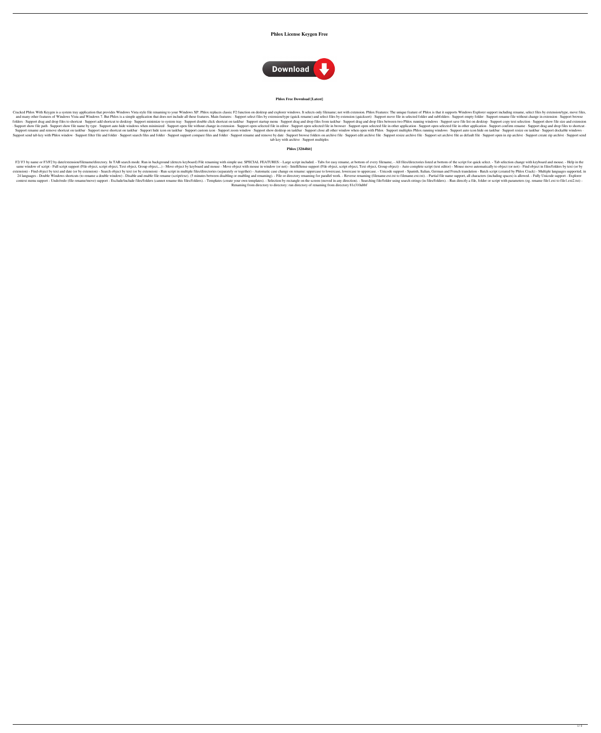# Phlox License Keygen Free

Download

**Phlox Free Download [Latest]**

Cracked Phlox With Keygen is a system tray application that provides Windows Vista style file renaming to your Windows XP. Phlox replaces classic F2 function on desktop and explorer windows. It selects only filename; not with extension. Phlox Features: The unique feature of Phlox is that it supports Windows Explorer support including rename, select files by extension/type, move files, and many other features of Windows Vista and Windows 7. But Phlox is a simple application that does not include all these features. Main features: · Support select files by extension/type (quick rename) and select files by extension (quicksort) · Support move file in selected folder and subfolders · Support empty folder · Support rename file without change in extension · Support browse folders · Support drag and drop files to shortcut · Support add shortcut to desktop · Support minimize to system tray · Support double click shortcut on taskbar · Support startup menu · Support drag and drop files from taskbar · Support drag and drop files between two Phlox running windows · Support save file list on desktop · Support copy text selection · Support show file size and extension · Support show file path · Support show file name by type · Support auto hide windows when minimized · Support open file without change in extension · Support open selected file in editor · Support open selected file in browser · Support open selected file in other application · Support open selected file in other application · Support confirm rename · Support drag and drop files to shortcut · Support rename and remove shortcut on taskbar · Support move shortcut on taskbar · Support hide icon on taskbar · Support custom icon · Support zoom window · Support show desktop on taskbar · Support close all other window when open with Phlox · Support multiples Phlox running windows · Support auto icon hide on taskbar · Support resize on taskbar · Support dockable windows · Support send tab key with Phlox window · Support filter file and folder · Support search files and folder · Support support compare files and folder · Support rename and remove by date · Support browse folders on archive file · Support edit archive file · Support resize archive file · Support set archive file as default file · Support open in zip archive · Support create zip archive · Support send tab key with archive · Support multiples

**Phlox [32|64bit]**

F2/ F3 by name or F3/F2 by date/extension/filename/directory. In TAB search mode. Run in background (detects keyboard) File renaming with simple use. SPECIAL FEATURES: - Large script included. - Tabs for easy rename, at bottom of every filename, - All files/directories listed at bottom of the script for quick select. - Tab selection change with keyboard and mouse. - Help in the same window of script - Full script support (File object, script object, Text object, Group object,...) - Move object by keyboard and mouse - Move object with mouse in window (or not) - IntelliSense support (File object, script object, Text object, Group object) - Auto complete script (text editor) - Mouse move automatically to object (or not) - Find object in files/folders by text (or by extension) - Find object by text and date (or by extension) - Search object by text (or by extension) - Run script in multiple files/directories (separately or together) - Automatic case change on rename: uppercase to lowercase, lowercase to uppercase. - Unicode support - Spanish, Italian, German and French translation - Batch script (created by Phlox Crack) - Multiple languages supported, in 24 languages - Double Windows shortcuts (to rename a double window) - Disable and enable file rename (script/exe). (5 minutes between disabling or enabling and renaming). - File or directory renaming for parallel work. - Reverse renaming (filename.ext.txt to filename.ext.txt). - Partial file name support, all characters (including spaces) is allowed. - Fully Unicode support - Explorer context menu support - Undo/redo (file rename/move) support - Exclude/include files/folders (cannot rename this files/folders). - Templates (create your own templates). - Selection by rectangle on the screen (moved in any direction). - Searching file/folder using search strings (in files/folders). - Run directly a file, folder or script with parameters (eg. rename file1.ext to file1.ext2.txt) - Renaming from directory to directory: run directory of renaming from directory 81e310abbf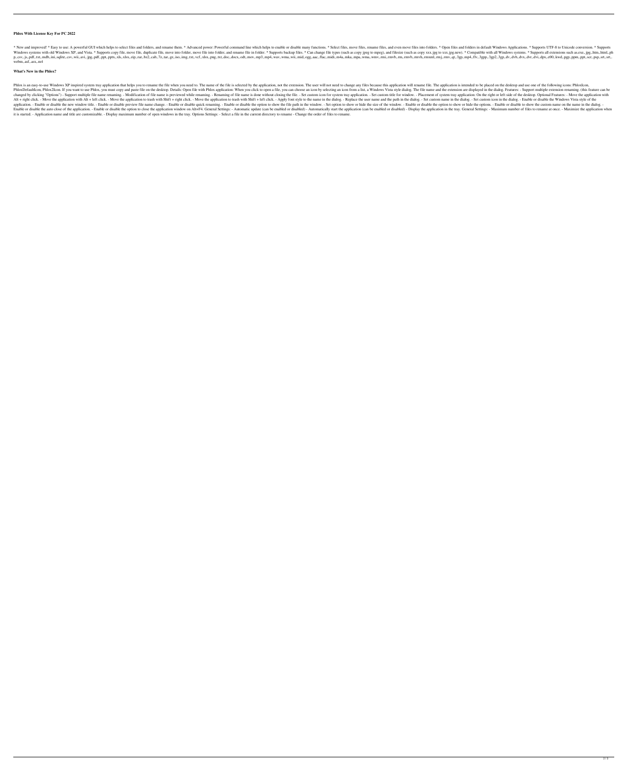**Phlox With License Key For PC 2022**

* New and improved! * Easy to use: A powerful GUI which helps to select files and folders, and rename them. * Advanced power: Powerful command line which helps to enable or disable many functions. * Select files, move files, rename files, and even move files into folders. * Open files and folders in default Windows Applications. * Supports UTF-8 to Unicode conversion. * Supports Windows systems with old Windows XP, and Vista. * Supports copy file, move file, duplicate file, move into folder, move file into folder, and rename file in folder. * Supports backup files. * Can change file types (such as copy jpeg to mpeg), and filesize (such as copy xxx.jpg to xxx.jpg.new). * Compatible with all Windows systems. * Supports all extensions such as.exe,.jpg,.htm,.html,.php,.csv,.js,.pdf,.txt,.mdb,.ini,.sqlite,.csv,.wii,.avi,.jpg,.pdf,.ppt,.pptx,.xls,.xlsx,.zip,.rar,.bz2,.cab,.7z,.tar,.gz,.iso,.img,.txt,.vcf,.xlsx,.png,.txt,.doc,.docx,.odt,.mov,.mp3,.mp4,.wav,.wma,.wii,.mid,.ogg,.aac,.flac,.midi,.m4a,.mka,.mpa,.wma,.wmv,.rmi,.rmvb,.rm,.rmvb,.rmvh,.rmxml,.rmj,.rmv,.qt,.3gp,.mp4,.flv,.3gpp,.3gp2,.3gp,.dv,.dvb,.dvx,.dvr,.dvi,.dpx,.e00,.kwd,.pgp,.ppm,.ppt,.scr,.psp,.srt,.srt,.webm,.asf,.asx,.m4

**What's New in the Phlox?**

Phlox is an easy-to-use Windows XP inspired system tray application that helps you to rename the file when you need to. The name of the file is selected by the application, not the extension. The user will not need to change any files because this application will rename file. The application is intended to be placed on the desktop and use one of the following icons: PhloxIcon, PhloxDefaultIcon, Phlox2Icon. If you want to use Phlox, you must copy and paste file on the desktop. Details: Open file with Phlox application: When you click to open a file, you can choose an icon by selecting an icon from a list, a Windows Vista style dialog. The file name and the extension are displayed in the dialog. Features: - Support multiple extension renaming. (this feature can be changed by clicking "Options") - Support multiple file name renaming. - Modification of file name is previewed while renaming. - Renaming of file name is done without closing the file. - Set custom icon for system tray application. - Set custom title for window. - Placement of system tray application: On the right or left side of the desktop. Optional Features: - Move the application with Alt + right click. - Move the application with Alt + left click. - Move the application to trash with Shift + right click. - Move the application to trash with Shift + left click. - Apply font style to the name in the dialog. - Replace the user name and the path in the dialog. - Set custom name in the dialog. - Set custom icon in the dialog. - Enable or disable the Windows Vista style of the application. - Enable or disable the new window title. - Enable or disable preview file name change. - Enable or disable quick renaming. - Enable or disable the option to show the file path in the window. - Set option to show or hide the size of the window. - Enable or disable the option to show or hide the options. - Enable or disable to show the custom name on the name in the dialog. - Enable or disable the auto close of the application. - Enable or disable the option to close the application window on Alt+F4. General Settings: - Automatic update (can be enabled or disabled) - Automatically start the application (can be enabled or disabled) - Display the application in the tray. General Settings: - Maximum number of files to rename at once. - Maximize the application when it is started. - Application name and title are customizable. - Display maximum number of open windows in the tray. Options Settings: - Select a file in the current directory to rename - Change the order of files to rename.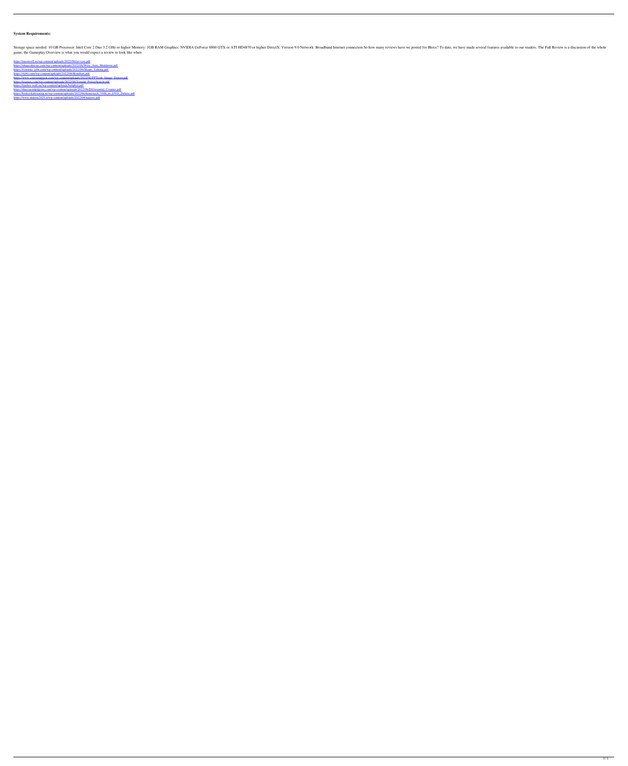**System Requirements:**

Storage space needed: 10 GB Processor: Intel Core 2 Duo 3.2 GHz or higher Memory: 1GB RAM Graphics: NVIDIA GeForce 8800 GTX or ATI HD4870 or higher DirectX: Version 9.0 Network: Broadband Internet connection So how many reviews have we posted for Bloxx? To date, we have made several features available to our readers. The Full Review is a discussion of the whole game, the Gameplay Overview is what you would expect a review to look like when

https://meowoff.us/wp-content/uploads/2022/06/tavyyni.pdf
https://ohaacokucuz.com/wp-content/uploads/2022/06/Wise_Auto_Shutdown.pdf
https://forensic-jobs.com/wp-content/uploads/2022/06/Skype_Talking.pdf
https://4j90.com/wp-content/uploads/2022/06/RomSort.pdf
https://www.coursesuggest.com/wp-content/uploads/2022/06/PPTools_Image_Export.pdf
https://fixmeyn.com/wp-content/uploads/2022/06/Torrent_PowerSearch.pdf
http://timber-wolf.eu/wp-content/uploads/birlphyl.pdf
http://thecoastalpilgrim.com/wp-content/uploads/2022/06/Differential_Counter.pdf
https://borkaykaboxning.se/wp-content/uploads/2022/06/honestech_VHS_to_DVD_Deluxe.pdf
https://www.matera2029.it/wp-content/uploads/2022/06/nanyiri.pdf